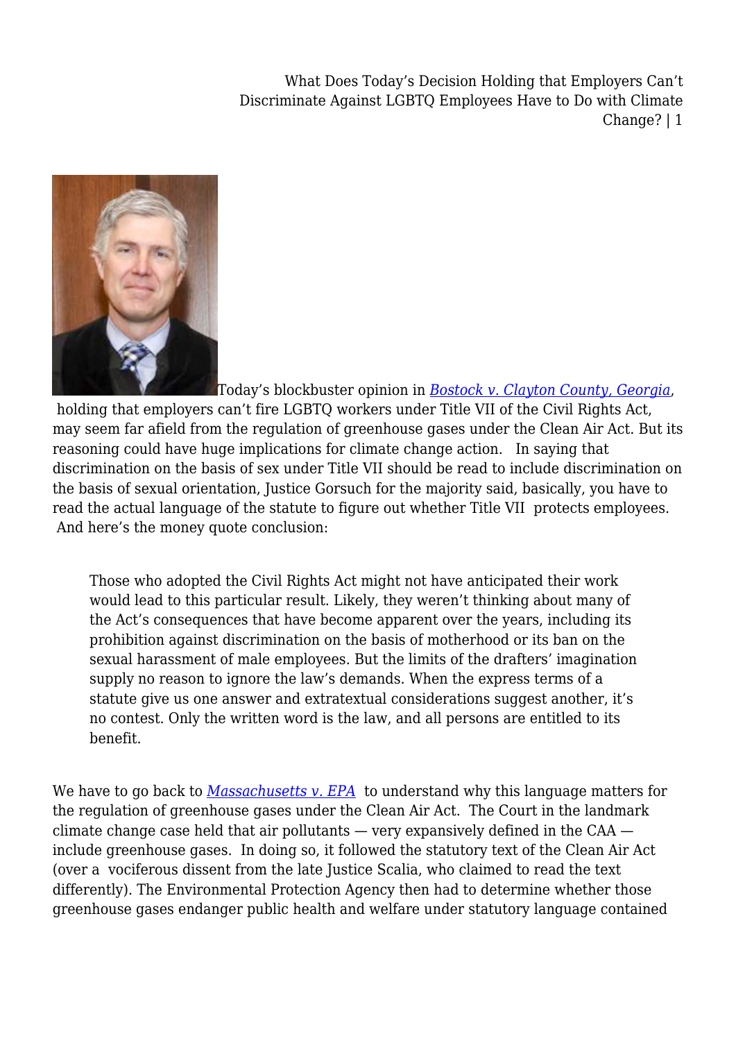Today's blockbuster opinion in [*Bostock v. Clayton County, Georgia*](), holding that employers can't fire LGBTQ workers under Title VII of the Civil Rights Act, may seem far afield from the regulation of greenhouse gases under the Clean Air Act. But its reasoning could have huge implications for climate change action. In saying that discrimination on the basis of sex under Title VII should be read to include discrimination on the basis of sexual orientation, Justice Gorsuch for the majority said, basically, you have to read the actual language of the statute to figure out whether Title VII protects employees. And here's the money quote conclusion:

> Those who adopted the Civil Rights Act might not have anticipated their work would lead to this particular result. Likely, they weren't thinking about many of the Act's consequences that have become apparent over the years, including its prohibition against discrimination on the basis of motherhood or its ban on the sexual harassment of male employees. But the limits of the drafters' imagination supply no reason to ignore the law's demands. When the express terms of a statute give us one answer and extratextual considerations suggest another, it's no contest. Only the written word is the law, and all persons are entitled to its benefit.

We have to go back to [*Massachusetts v. EPA*]() to understand why this language matters for the regulation of greenhouse gases under the Clean Air Act. The Court in the landmark climate change case held that air pollutants — very expansively defined in the CAA — include greenhouse gases. In doing so, it followed the statutory text of the Clean Air Act (over a vociferous dissent from the late Justice Scalia, who claimed to read the text differently). The Environmental Protection Agency then had to determine whether those greenhouse gases endanger public health and welfare under statutory language contained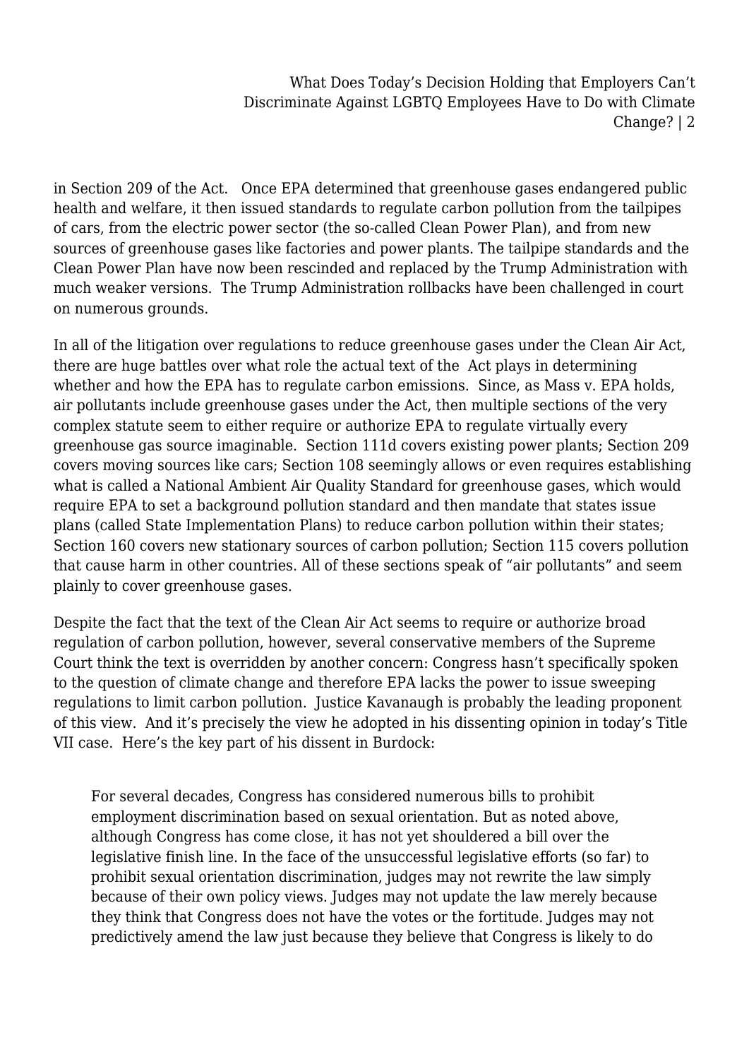in Section 209 of the Act. Once EPA determined that greenhouse gases endangered public health and welfare, it then issued standards to regulate carbon pollution from the tailpipes of cars, from the electric power sector (the so-called Clean Power Plan), and from new sources of greenhouse gases like factories and power plants. The tailpipe standards and the Clean Power Plan have now been rescinded and replaced by the Trump Administration with much weaker versions. The Trump Administration rollbacks have been challenged in court on numerous grounds.

In all of the litigation over regulations to reduce greenhouse gases under the Clean Air Act, there are huge battles over what role the actual text of the Act plays in determining whether and how the EPA has to regulate carbon emissions. Since, as Mass v. EPA holds, air pollutants include greenhouse gases under the Act, then multiple sections of the very complex statute seem to either require or authorize EPA to regulate virtually every greenhouse gas source imaginable. Section 111d covers existing power plants; Section 209 covers moving sources like cars; Section 108 seemingly allows or even requires establishing what is called a National Ambient Air Quality Standard for greenhouse gases, which would require EPA to set a background pollution standard and then mandate that states issue plans (called State Implementation Plans) to reduce carbon pollution within their states; Section 160 covers new stationary sources of carbon pollution; Section 115 covers pollution that cause harm in other countries. All of these sections speak of "air pollutants" and seem plainly to cover greenhouse gases.

Despite the fact that the text of the Clean Air Act seems to require or authorize broad regulation of carbon pollution, however, several conservative members of the Supreme Court think the text is overridden by another concern: Congress hasn't specifically spoken to the question of climate change and therefore EPA lacks the power to issue sweeping regulations to limit carbon pollution. Justice Kavanaugh is probably the leading proponent of this view. And it's precisely the view he adopted in his dissenting opinion in today's Title VII case. Here's the key part of his dissent in Burdock:

> For several decades, Congress has considered numerous bills to prohibit employment discrimination based on sexual orientation. But as noted above, although Congress has come close, it has not yet shouldered a bill over the legislative finish line. In the face of the unsuccessful legislative efforts (so far) to prohibit sexual orientation discrimination, judges may not rewrite the law simply because of their own policy views. Judges may not update the law merely because they think that Congress does not have the votes or the fortitude. Judges may not predictively amend the law just because they believe that Congress is likely to do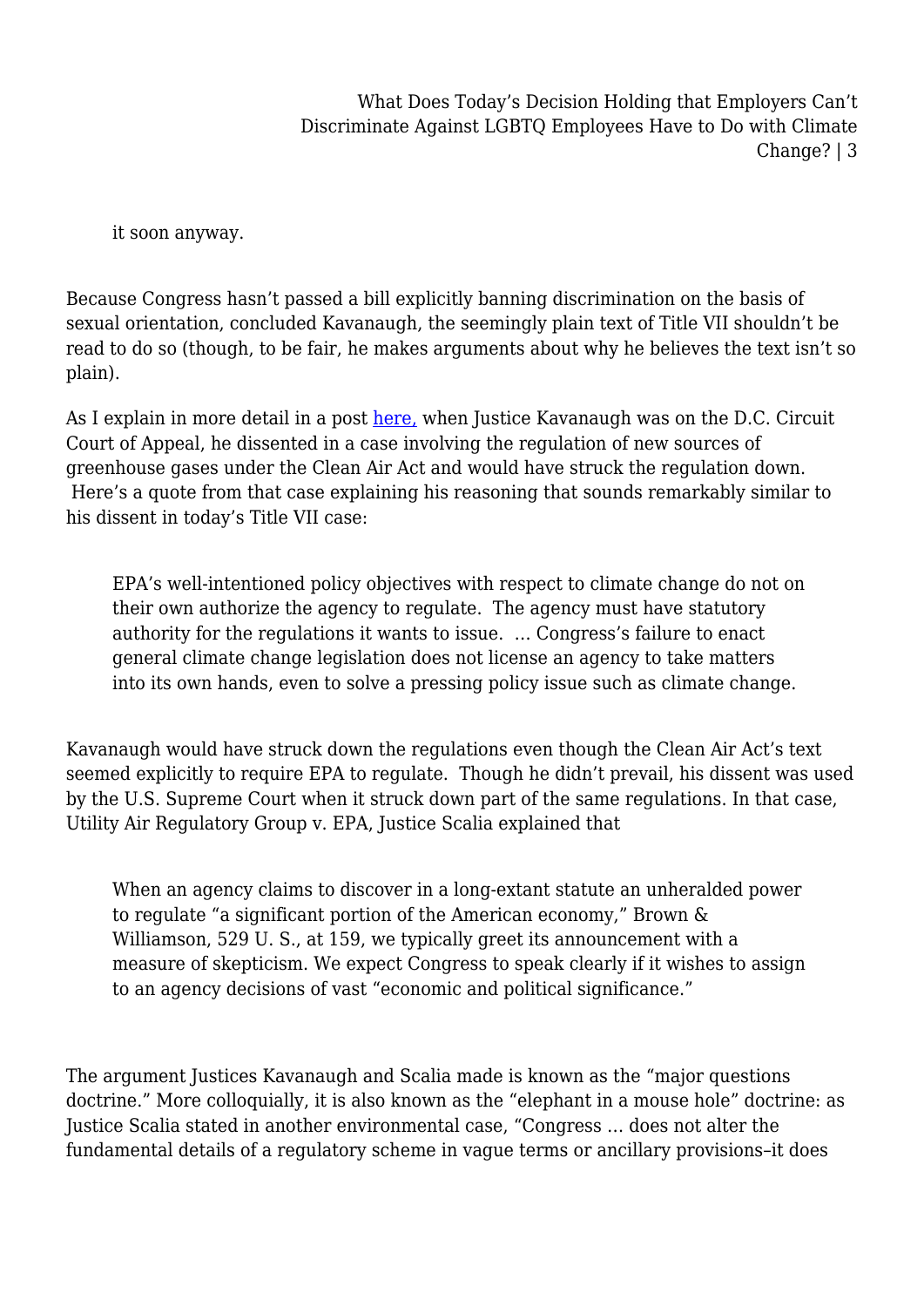it soon anyway.

Because Congress hasn't passed a bill explicitly banning discrimination on the basis of sexual orientation, concluded Kavanaugh, the seemingly plain text of Title VII shouldn't be read to do so (though, to be fair, he makes arguments about why he believes the text isn't so plain).

As I explain in more detail in a post here, when Justice Kavanaugh was on the D.C. Circuit Court of Appeal, he dissented in a case involving the regulation of new sources of greenhouse gases under the Clean Air Act and would have struck the regulation down. Here's a quote from that case explaining his reasoning that sounds remarkably similar to his dissent in today's Title VII case:

> EPA's well-intentioned policy objectives with respect to climate change do not on their own authorize the agency to regulate. The agency must have statutory authority for the regulations it wants to issue. … Congress's failure to enact general climate change legislation does not license an agency to take matters into its own hands, even to solve a pressing policy issue such as climate change.

Kavanaugh would have struck down the regulations even though the Clean Air Act's text seemed explicitly to require EPA to regulate. Though he didn't prevail, his dissent was used by the U.S. Supreme Court when it struck down part of the same regulations. In that case, Utility Air Regulatory Group v. EPA, Justice Scalia explained that

> When an agency claims to discover in a long-extant statute an unheralded power to regulate "a significant portion of the American economy," Brown & Williamson, 529 U. S., at 159, we typically greet its announcement with a measure of skepticism. We expect Congress to speak clearly if it wishes to assign to an agency decisions of vast "economic and political significance."

The argument Justices Kavanaugh and Scalia made is known as the "major questions doctrine." More colloquially, it is also known as the "elephant in a mouse hole" doctrine: as Justice Scalia stated in another environmental case, "Congress … does not alter the fundamental details of a regulatory scheme in vague terms or ancillary provisions–it does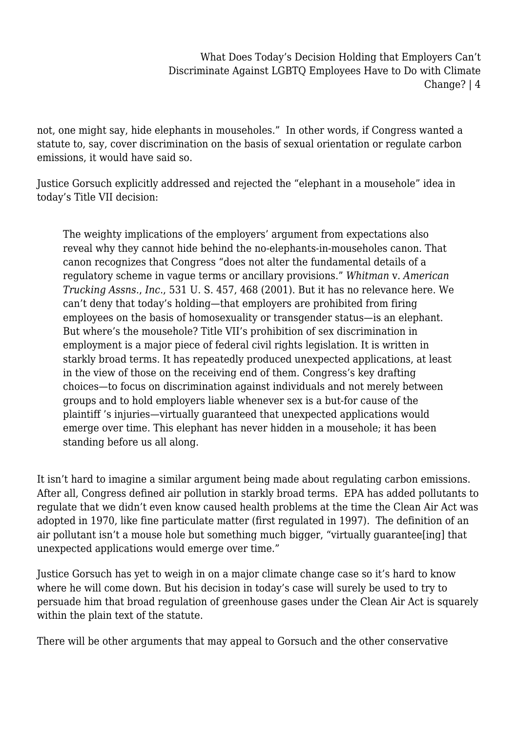not, one might say, hide elephants in mouseholes." In other words, if Congress wanted a statute to, say, cover discrimination on the basis of sexual orientation or regulate carbon emissions, it would have said so.

Justice Gorsuch explicitly addressed and rejected the "elephant in a mousehole" idea in today's Title VII decision:

> The weighty implications of the employers' argument from expectations also reveal why they cannot hide behind the no-elephants-in-mouseholes canon. That canon recognizes that Congress "does not alter the fundamental details of a regulatory scheme in vague terms or ancillary provisions." *Whitman* v. *American Trucking Assns., Inc.*, 531 U. S. 457, 468 (2001). But it has no relevance here. We can't deny that today's holding—that employers are prohibited from firing employees on the basis of homosexuality or transgender status—is an elephant. But where's the mousehole? Title VII's prohibition of sex discrimination in employment is a major piece of federal civil rights legislation. It is written in starkly broad terms. It has repeatedly produced unexpected applications, at least in the view of those on the receiving end of them. Congress's key drafting choices—to focus on discrimination against individuals and not merely between groups and to hold employers liable whenever sex is a but-for cause of the plaintiff 's injuries—virtually guaranteed that unexpected applications would emerge over time. This elephant has never hidden in a mousehole; it has been standing before us all along.

It isn't hard to imagine a similar argument being made about regulating carbon emissions. After all, Congress defined air pollution in starkly broad terms. EPA has added pollutants to regulate that we didn't even know caused health problems at the time the Clean Air Act was adopted in 1970, like fine particulate matter (first regulated in 1997). The definition of an air pollutant isn't a mouse hole but something much bigger, "virtually guarantee[ing] that unexpected applications would emerge over time."

Justice Gorsuch has yet to weigh in on a major climate change case so it's hard to know where he will come down. But his decision in today's case will surely be used to try to persuade him that broad regulation of greenhouse gases under the Clean Air Act is squarely within the plain text of the statute.

There will be other arguments that may appeal to Gorsuch and the other conservative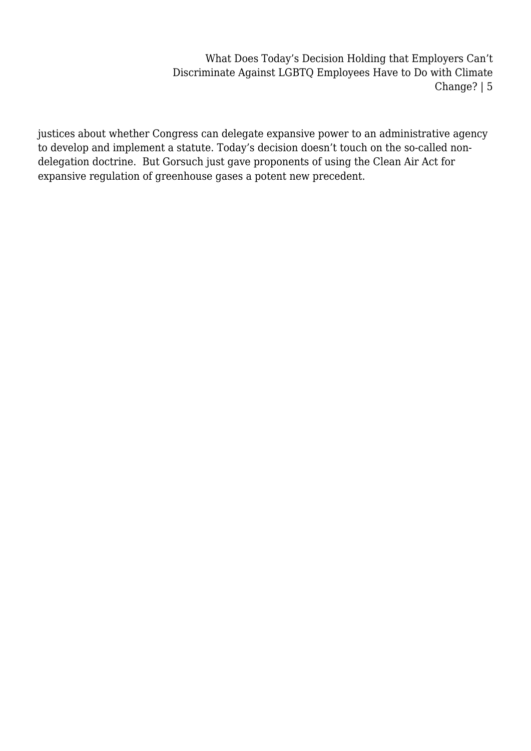justices about whether Congress can delegate expansive power to an administrative agency to develop and implement a statute. Today's decision doesn't touch on the so-called non-delegation doctrine. But Gorsuch just gave proponents of using the Clean Air Act for expansive regulation of greenhouse gases a potent new precedent.